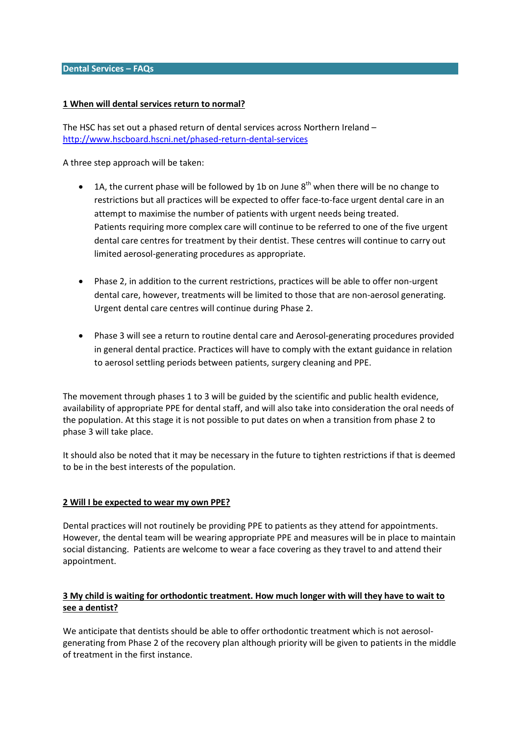# Dental Services – FAQs

## 1 When will dental services return to normal?

The HSC has set out a phased return of dental services across Northern Ireland – [http://www.hscboard.hscni.net/phased-return-dental-services](http://www.hscboard.hscni.net/phased-return-dental-services)

A three step approach will be taken:

- 1A, the current phase will be followed by 1b on June 8th when there will be no change to restrictions but all practices will be expected to offer face-to-face urgent dental care in an attempt to maximise the number of patients with urgent needs being treated. Patients requiring more complex care will continue to be referred to one of the five urgent dental care centres for treatment by their dentist. These centres will continue to carry out limited aerosol-generating procedures as appropriate.

- Phase 2, in addition to the current restrictions, practices will be able to offer non-urgent dental care, however, treatments will be limited to those that are non-aerosol generating. Urgent dental care centres will continue during Phase 2.

- Phase 3 will see a return to routine dental care and Aerosol-generating procedures provided in general dental practice. Practices will have to comply with the extant guidance in relation to aerosol settling periods between patients, surgery cleaning and PPE.

The movement through phases 1 to 3 will be guided by the scientific and public health evidence, availability of appropriate PPE for dental staff, and will also take into consideration the oral needs of the population. At this stage it is not possible to put dates on when a transition from phase 2 to phase 3 will take place.

It should also be noted that it may be necessary in the future to tighten restrictions if that is deemed to be in the best interests of the population.

## 2 Will I be expected to wear my own PPE?

Dental practices will not routinely be providing PPE to patients as they attend for appointments. However, the dental team will be wearing appropriate PPE and measures will be in place to maintain social distancing. Patients are welcome to wear a face covering as they travel to and attend their appointment.

## 3 My child is waiting for orthodontic treatment. How much longer with will they have to wait to see a dentist?

We anticipate that dentists should be able to offer orthodontic treatment which is not aerosol-generating from Phase 2 of the recovery plan although priority will be given to patients in the middle of treatment in the first instance.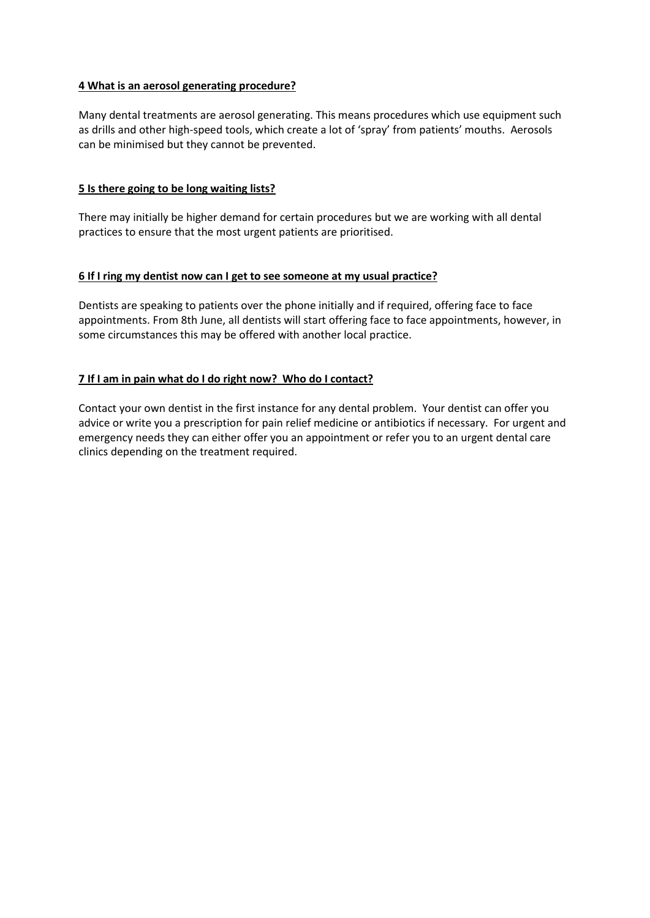**4 What is an aerosol generating procedure?**

Many dental treatments are aerosol generating. This means procedures which use equipment such as drills and other high-speed tools, which create a lot of 'spray' from patients' mouths. Aerosols can be minimised but they cannot be prevented.

**5 Is there going to be long waiting lists?**

There may initially be higher demand for certain procedures but we are working with all dental practices to ensure that the most urgent patients are prioritised.

**6 If I ring my dentist now can I get to see someone at my usual practice?**

Dentists are speaking to patients over the phone initially and if required, offering face to face appointments. From 8th June, all dentists will start offering face to face appointments, however, in some circumstances this may be offered with another local practice.

**7 If I am in pain what do I do right now? Who do I contact?**

Contact your own dentist in the first instance for any dental problem. Your dentist can offer you advice or write you a prescription for pain relief medicine or antibiotics if necessary. For urgent and emergency needs they can either offer you an appointment or refer you to an urgent dental care clinics depending on the treatment required.